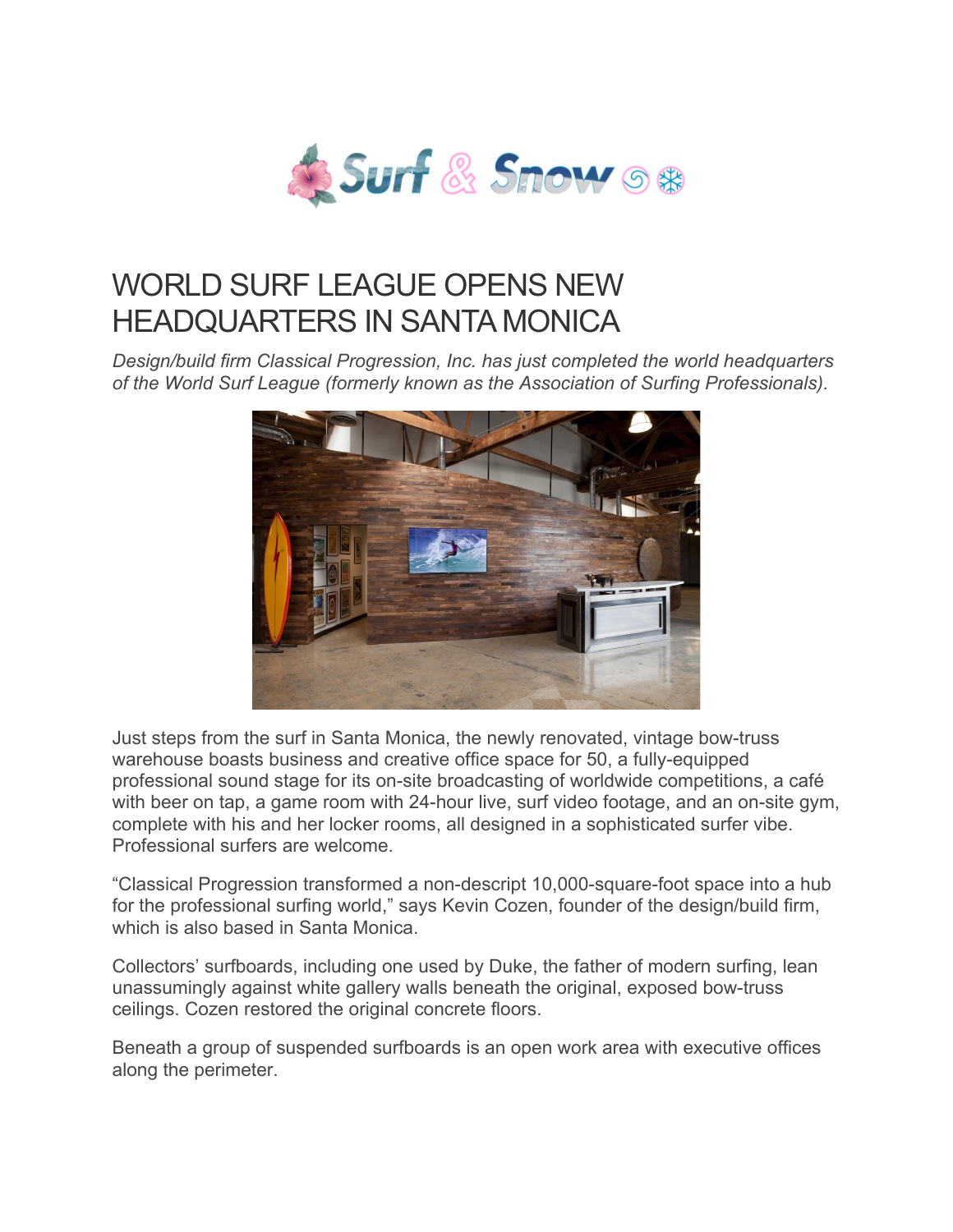# WORLD SURF LEAGUE OPENS NEW HEADQUARTERS IN SANTA MONICA

*Design/build firm Classical Progression, Inc. has just completed the world headquarters of the World Surf League (formerly known as the Association of Surfing Professionals).*

Just steps from the surf in Santa Monica, the newly renovated, vintage bow-truss warehouse boasts business and creative office space for 50, a fully-equipped professional sound stage for its on-site broadcasting of worldwide competitions, a café with beer on tap, a game room with 24-hour live, surf video footage, and an on-site gym, complete with his and her locker rooms, all designed in a sophisticated surfer vibe. Professional surfers are welcome.

"Classical Progression transformed a non-descript 10,000-square-foot space into a hub for the professional surfing world," says Kevin Cozen, founder of the design/build firm, which is also based in Santa Monica.

Collectors' surfboards, including one used by Duke, the father of modern surfing, lean unassumingly against white gallery walls beneath the original, exposed bow-truss ceilings. Cozen restored the original concrete floors.

Beneath a group of suspended surfboards is an open work area with executive offices along the perimeter.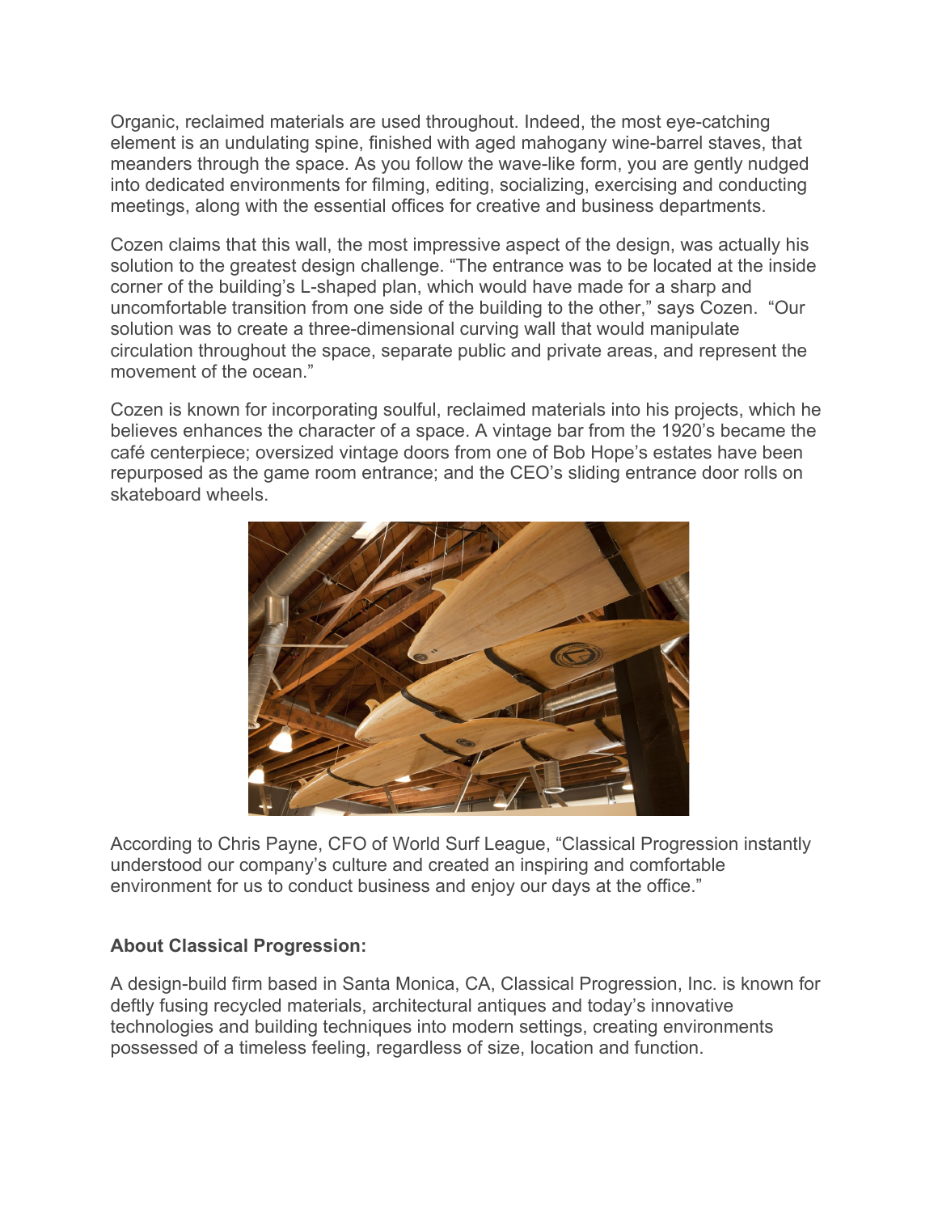Organic, reclaimed materials are used throughout. Indeed, the most eye-catching element is an undulating spine, finished with aged mahogany wine-barrel staves, that meanders through the space. As you follow the wave-like form, you are gently nudged into dedicated environments for filming, editing, socializing, exercising and conducting meetings, along with the essential offices for creative and business departments.

Cozen claims that this wall, the most impressive aspect of the design, was actually his solution to the greatest design challenge. "The entrance was to be located at the inside corner of the building's L-shaped plan, which would have made for a sharp and uncomfortable transition from one side of the building to the other," says Cozen. "Our solution was to create a three-dimensional curving wall that would manipulate circulation throughout the space, separate public and private areas, and represent the movement of the ocean."

Cozen is known for incorporating soulful, reclaimed materials into his projects, which he believes enhances the character of a space. A vintage bar from the 1920's became the café centerpiece; oversized vintage doors from one of Bob Hope's estates have been repurposed as the game room entrance; and the CEO's sliding entrance door rolls on skateboard wheels.

According to Chris Payne, CFO of World Surf League, "Classical Progression instantly understood our company's culture and created an inspiring and comfortable environment for us to conduct business and enjoy our days at the office."

**About Classical Progression:**

A design-build firm based in Santa Monica, CA, Classical Progression, Inc. is known for deftly fusing recycled materials, architectural antiques and today's innovative technologies and building techniques into modern settings, creating environments possessed of a timeless feeling, regardless of size, location and function.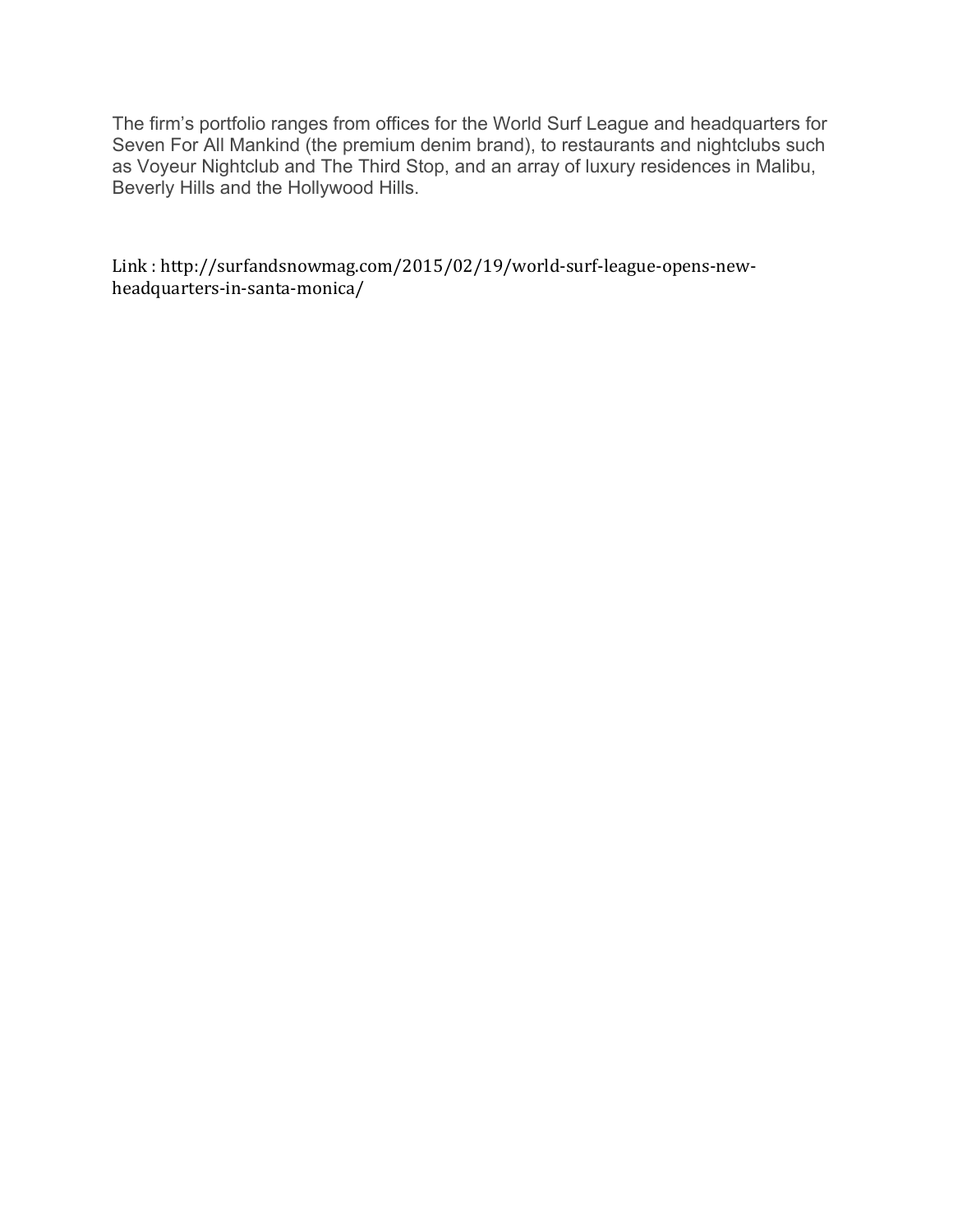The firm’s portfolio ranges from offices for the World Surf League and headquarters for Seven For All Mankind (the premium denim brand), to restaurants and nightclubs such as Voyeur Nightclub and The Third Stop, and an array of luxury residences in Malibu, Beverly Hills and the Hollywood Hills.

Link : http://surfandsnowmag.com/2015/02/19/world-surf-league-opens-new-headquarters-in-santa-monica/